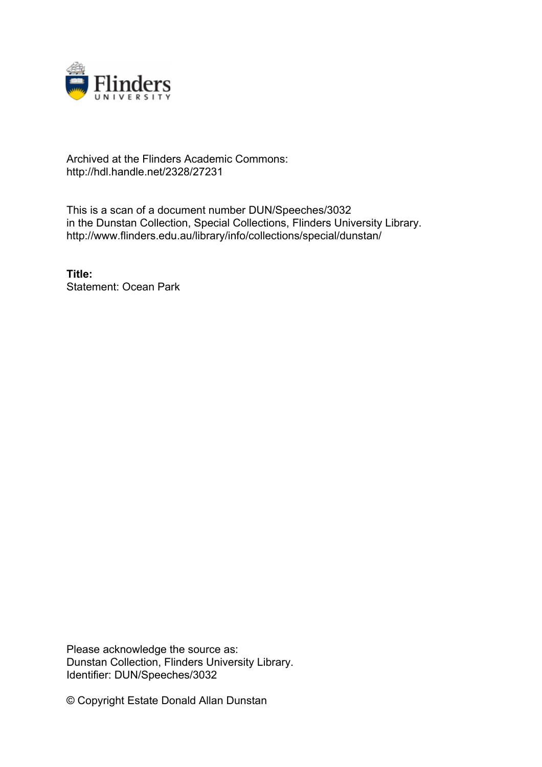Archived at the Flinders Academic Commons:
http://hdl.handle.net/2328/27231

This is a scan of a document number DUN/Speeches/3032
in the Dunstan Collection, Special Collections, Flinders University Library.
http://www.flinders.edu.au/library/info/collections/special/dunstan/

**Title:**
Statement: Ocean Park

Please acknowledge the source as:
Dunstan Collection, Flinders University Library.
Identifier: DUN/Speeches/3032

© Copyright Estate Donald Allan Dunstan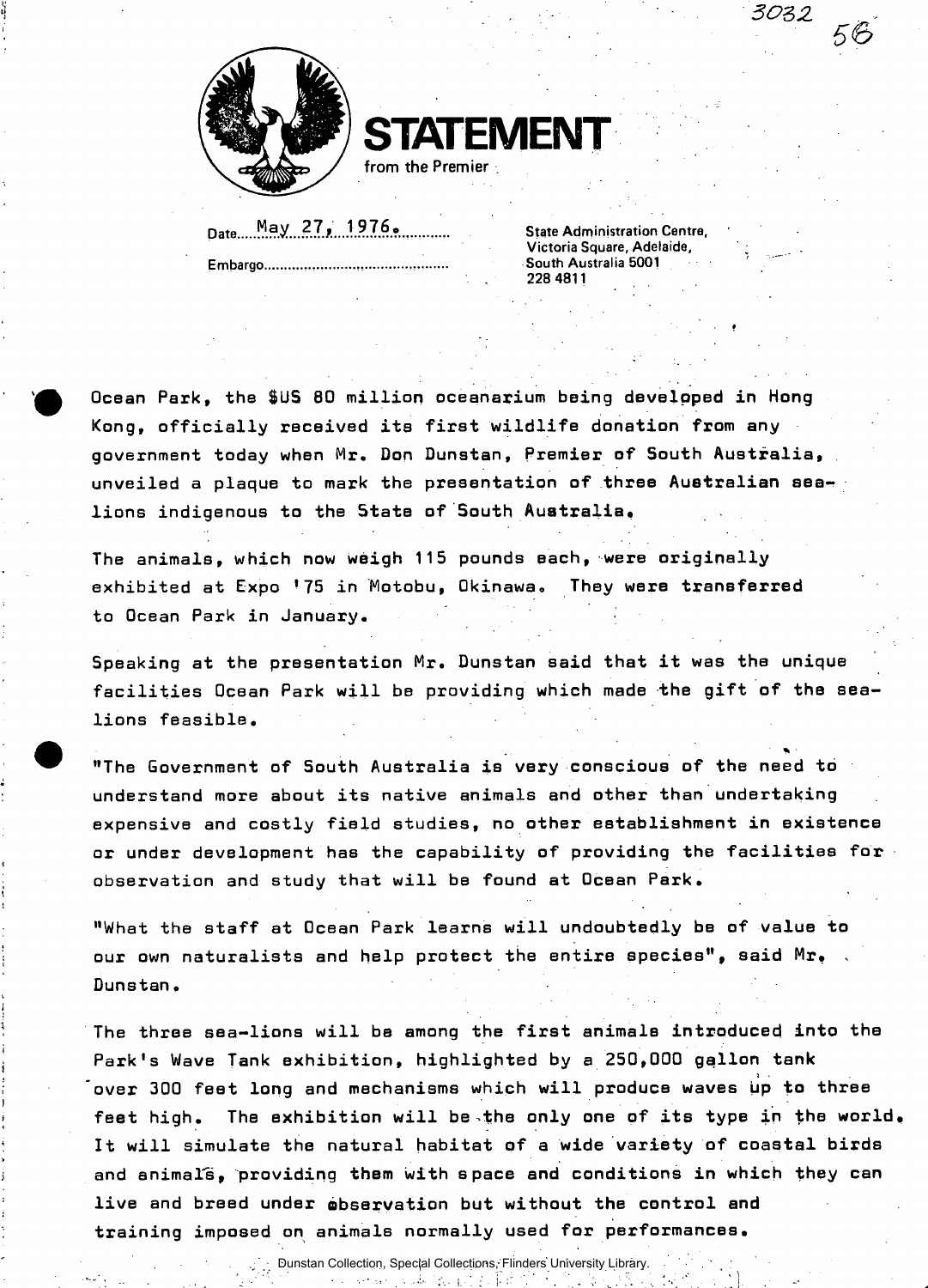# STATEMENT
from the Premier

Date: May 27, 1976.

Embargo...............................................

State Administration Centre,
Victoria Square, Adelaide,
South Australia 5001
228 4811

Ocean Park, the $US 80 million oceanarium being developed in Hong Kong, officially received its first wildlife donation from any government today when Mr. Don Dunstan, Premier of South Australia, unveiled a plaque to mark the presentation of three Australian sea-lions indigenous to the State of South Australia.

The animals, which now weigh 115 pounds each, were originally exhibited at Expo '75 in Motobu, Okinawa. They were transferred to Ocean Park in January.

Speaking at the presentation Mr. Dunstan said that it was the unique facilities Ocean Park will be providing which made the gift of the sea-lions feasible.

"The Government of South Australia is very conscious of the need to understand more about its native animals and other than undertaking expensive and costly field studies, no other establishment in existence or under development has the capability of providing the facilities for observation and study that will be found at Ocean Park.

"What the staff at Ocean Park learns will undoubtedly be of value to our own naturalists and help protect the entire species", said Mr. Dunstan.

The three sea-lions will be among the first animals introduced into the Park's Wave Tank exhibition, highlighted by a 250,000 gallon tank over 300 feet long and mechanisms which will produce waves up to three feet high. The exhibition will be the only one of its type in the world. It will simulate the natural habitat of a wide variety of coastal birds and animals, providing them with space and conditions in which they can live and breed under observation but without the control and training imposed on animals normally used for performances.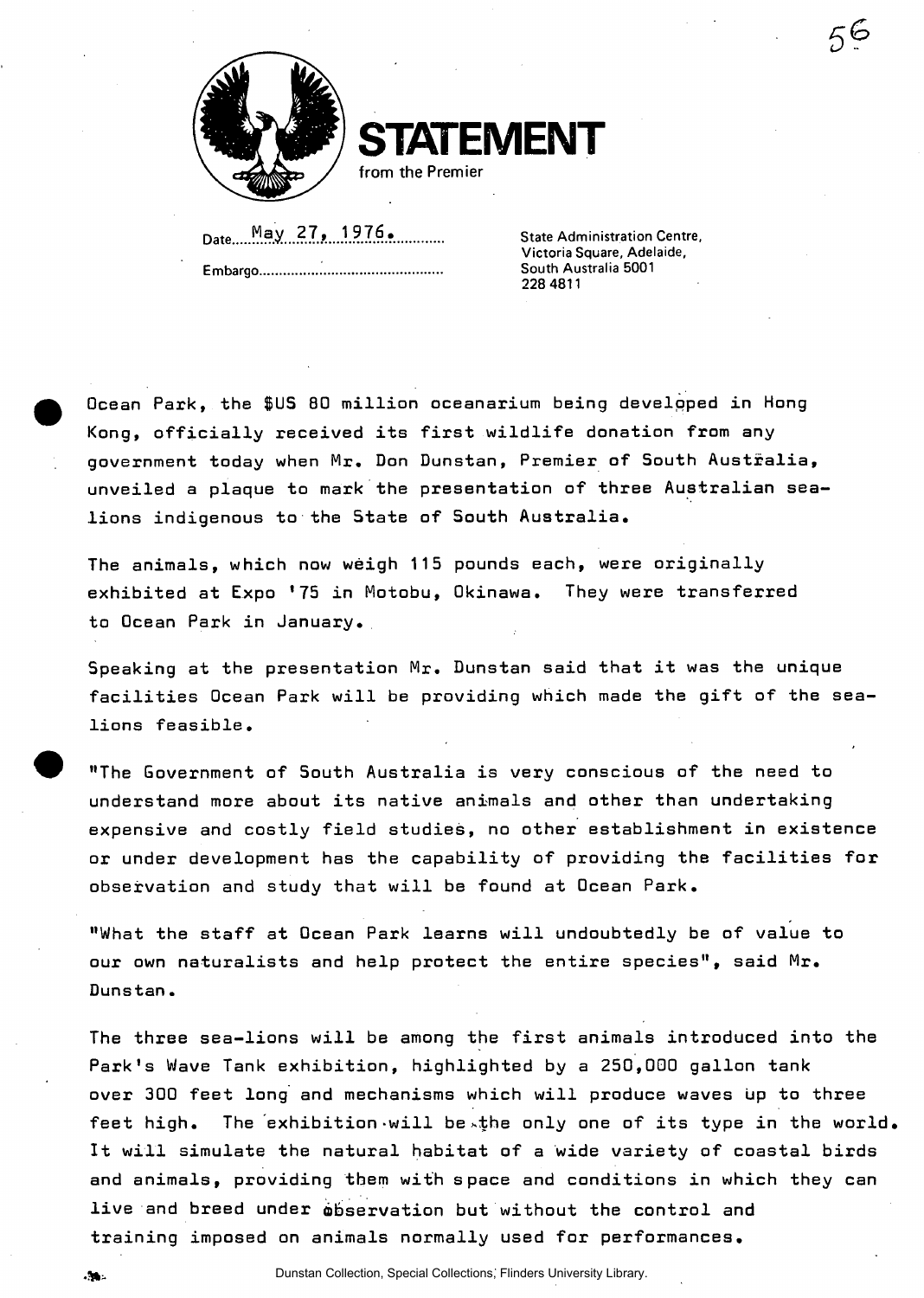# STATEMENT

from the Premier

Date May 27, 1976.

Embargo

State Administration Centre,
Victoria Square, Adelaide,
South Australia 5001
228 4811

Ocean Park, the $US 80 million oceanarium being developed in Hong Kong, officially received its first wildlife donation from any government today when Mr. Don Dunstan, Premier of South Australia, unveiled a plaque to mark the presentation of three Australian sea-lions indigenous to the State of South Australia.

The animals, which now weigh 115 pounds each, were originally exhibited at Expo '75 in Motobu, Okinawa. They were transferred to Ocean Park in January.

Speaking at the presentation Mr. Dunstan said that it was the unique facilities Ocean Park will be providing which made the gift of the sea-lions feasible.

"The Government of South Australia is very conscious of the need to understand more about its native animals and other than undertaking expensive and costly field studies, no other establishment in existence or under development has the capability of providing the facilities for observation and study that will be found at Ocean Park.

"What the staff at Ocean Park learns will undoubtedly be of value to our own naturalists and help protect the entire species", said Mr. Dunstan.

The three sea-lions will be among the first animals introduced into the Park's Wave Tank exhibition, highlighted by a 250,000 gallon tank over 300 feet long and mechanisms which will produce waves up to three feet high. The exhibition will be the only one of its type in the world. It will simulate the natural habitat of a wide variety of coastal birds and animals, providing them with space and conditions in which they can live and breed under observation but without the control and training imposed on animals normally used for performances.

Dunstan Collection, Special Collections, Flinders University Library.